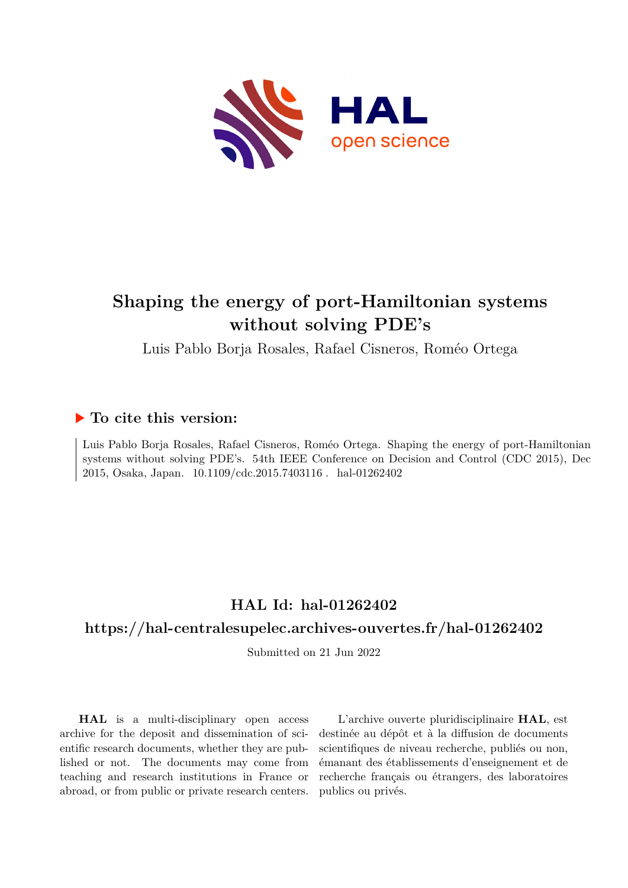# Shaping the energy of port-Hamiltonian systems without solving PDE's

Luis Pablo Borja Rosales, Rafael Cisneros, Roméo Ortega

## ▶ To cite this version:

Luis Pablo Borja Rosales, Rafael Cisneros, Roméo Ortega. Shaping the energy of port-Hamiltonian systems without solving PDE's. 54th IEEE Conference on Decision and Control (CDC 2015), Dec 2015, Osaka, Japan. 10.1109/cdc.2015.7403116 . hal-01262402

## HAL Id: hal-01262402

## https://hal-centralesupelec.archives-ouvertes.fr/hal-01262402

Submitted on 21 Jun 2022

**HAL** is a multi-disciplinary open access archive for the deposit and dissemination of scientific research documents, whether they are published or not. The documents may come from teaching and research institutions in France or abroad, or from public or private research centers.

L'archive ouverte pluridisciplinaire **HAL**, est destinée au dépôt et à la diffusion de documents scientifiques de niveau recherche, publiés ou non, émanant des établissements d'enseignement et de recherche français ou étrangers, des laboratoires publics ou privés.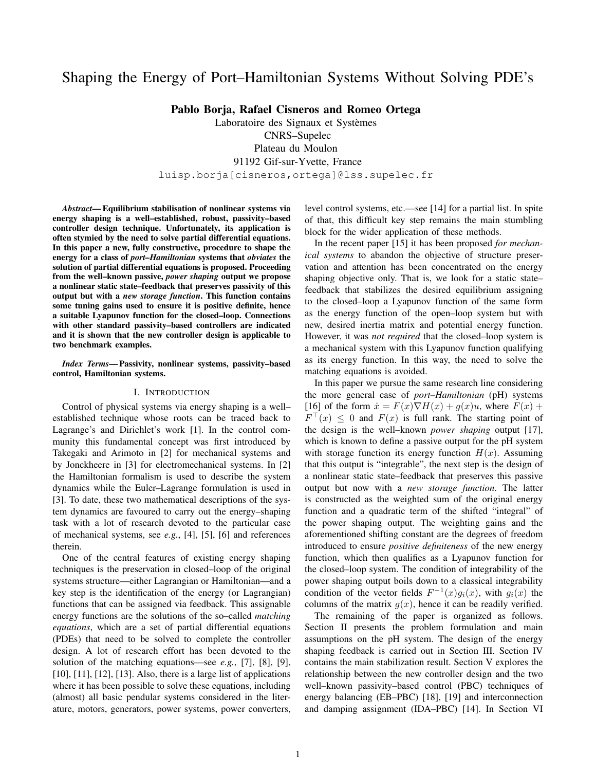# Shaping the Energy of Port–Hamiltonian Systems Without Solving PDE's

**Pablo Borja, Rafael Cisneros and Romeo Ortega**

Laboratoire des Signaux et Systèmes
CNRS–Supelec
Plateau du Moulon
91192 Gif-sur-Yvette, France
luisp.borja[cisneros,ortega]@lss.supelec.fr

***Abstract*— Equilibrium stabilisation of nonlinear systems via energy shaping is a well–established, robust, passivity–based controller design technique. Unfortunately, its application is often stymied by the need to solve partial differential equations. In this paper a new, fully constructive, procedure to shape the energy for a class of *port–Hamiltonian* systems that *obviates* the solution of partial differential equations is proposed. Proceeding from the well–known passive, *power shaping* output we propose a nonlinear static state–feedback that preserves passivity of this output but with a *new storage function*. This function contains some tuning gains used to ensure it is positive definite, hence a suitable Lyapunov function for the closed–loop. Connections with other standard passivity–based controllers are indicated and it is shown that the new controller design is applicable to two benchmark examples.**

***Index Terms*— Passivity, nonlinear systems, passivity–based control, Hamiltonian systems.**

## I. INTRODUCTION

Control of physical systems via energy shaping is a well–established technique whose roots can be traced back to Lagrange's and Dirichlet's work [1]. In the control community this fundamental concept was first introduced by Takegaki and Arimoto in [2] for mechanical systems and by Jonckheere in [3] for electromechanical systems. In [2] the Hamiltonian formalism is used to describe the system dynamics while the Euler–Lagrange formulation is used in [3]. To date, these two mathematical descriptions of the system dynamics are favoured to carry out the energy–shaping task with a lot of research devoted to the particular case of mechanical systems, see *e.g.*, [4], [5], [6] and references therein.

One of the central features of existing energy shaping techniques is the preservation in closed–loop of the original systems structure—either Lagrangian or Hamiltonian—and a key step is the identification of the energy (or Lagrangian) functions that can be assigned via feedback. This assignable energy functions are the solutions of the so–called *matching equations*, which are a set of partial differential equations (PDEs) that need to be solved to complete the controller design. A lot of research effort has been devoted to the solution of the matching equations—see *e.g.*, [7], [8], [9], [10], [11], [12], [13]. Also, there is a large list of applications where it has been possible to solve these equations, including (almost) all basic pendular systems considered in the literature, motors, generators, power systems, power converters, level control systems, etc.—see [14] for a partial list. In spite of that, this difficult key step remains the main stumbling block for the wider application of these methods.

In the recent paper [15] it has been proposed *for mechanical systems* to abandon the objective of structure preservation and attention has been concentrated on the energy shaping objective only. That is, we look for a static state–feedback that stabilizes the desired equilibrium assigning to the closed–loop a Lyapunov function of the same form as the energy function of the open–loop system but with new, desired inertia matrix and potential energy function. However, it was *not required* that the closed–loop system is a mechanical system with this Lyapunov function qualifying as its energy function. In this way, the need to solve the matching equations is avoided.

In this paper we pursue the same research line considering the more general case of *port–Hamiltonian* (pH) systems [16] of the form $\dot{x} = F(x)\nabla H(x) + g(x)u$, where $F(x) + F^{\top}(x) \leq 0$ and $F(x)$ is full rank. The starting point of the design is the well–known *power shaping* output [17], which is known to define a passive output for the pH system with storage function its energy function $H(x)$. Assuming that this output is "integrable", the next step is the design of a nonlinear static state–feedback that preserves this passive output but now with a *new storage function*. The latter is constructed as the weighted sum of the original energy function and a quadratic term of the shifted "integral" of the power shaping output. The weighting gains and the aforementioned shifting constant are the degrees of freedom introduced to ensure *positive definiteness* of the new energy function, which then qualifies as a Lyapunov function for the closed–loop system. The condition of integrability of the power shaping output boils down to a classical integrability condition of the vector fields $F^{-1}(x)g_i(x)$, with $g_i(x)$ the columns of the matrix $g(x)$, hence it can be readily verified.

The remaining of the paper is organized as follows. Section II presents the problem formulation and main assumptions on the pH system. The design of the energy shaping feedback is carried out in Section III. Section IV contains the main stabilization result. Section V explores the relationship between the new controller design and the two well–known passivity–based control (PBC) techniques of energy balancing (EB–PBC) [18], [19] and interconnection and damping assignment (IDA–PBC) [14]. In Section VI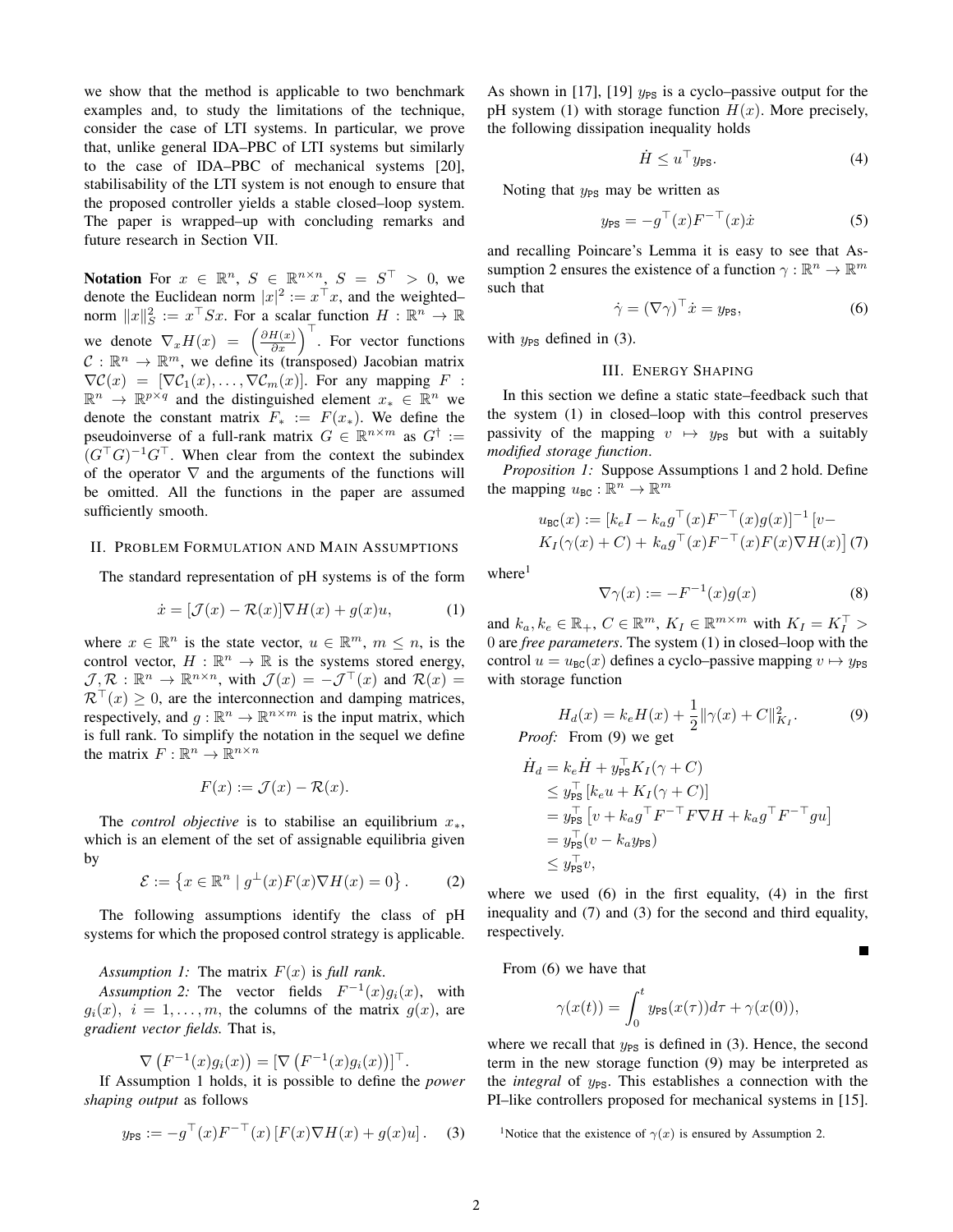we show that the method is applicable to two benchmark examples and, to study the limitations of the technique, consider the case of LTI systems. In particular, we prove that, unlike general IDA–PBC of LTI systems but similarly to the case of IDA–PBC of mechanical systems [20], stabilisability of the LTI system is not enough to ensure that the proposed controller yields a stable closed–loop system. The paper is wrapped–up with concluding remarks and future research in Section VII.

**Notation** For $x \in \mathbb{R}^n$, $S \in \mathbb{R}^{n\times n}$, $S = S^\top > 0$, we denote the Euclidean norm $|x|^2 := x^\top x$, and the weighted–norm $\|x\|_S^2 := x^\top S x$. For a scalar function $H : \mathbb{R}^n \to \mathbb{R}$ we denote $\nabla_x H(x) = \left(\frac{\partial H(x)}{\partial x}\right)^\top$. For vector functions $\mathcal{C} : \mathbb{R}^n \to \mathbb{R}^m$, we define its (transposed) Jacobian matrix $\nabla \mathcal{C}(x) = [\nabla \mathcal{C}_1(x), \ldots, \nabla \mathcal{C}_m(x)]$. For any mapping $F : \mathbb{R}^n \to \mathbb{R}^{p\times q}$ and the distinguished element $x_* \in \mathbb{R}^n$ we denote the constant matrix $F_* := F(x_*)$. We define the pseudoinverse of a full-rank matrix $G \in \mathbb{R}^{n\times m}$ as $G^\dagger := (G^\top G)^{-1} G^\top$. When clear from the context the subindex of the operator $\nabla$ and the arguments of the functions will be omitted. All the functions in the paper are assumed sufficiently smooth.

## II. Problem Formulation and Main Assumptions

The standard representation of pH systems is of the form

$$\dot{x} = [\mathcal{J}(x) - \mathcal{R}(x)]\nabla H(x) + g(x)u, \tag{1}$$

where $x \in \mathbb{R}^n$ is the state vector, $u \in \mathbb{R}^m$, $m \leq n$, is the control vector, $H : \mathbb{R}^n \to \mathbb{R}$ is the systems stored energy, $\mathcal{J}, \mathcal{R} : \mathbb{R}^n \to \mathbb{R}^{n\times n}$, with $\mathcal{J}(x) = -\mathcal{J}^\top(x)$ and $\mathcal{R}(x) = \mathcal{R}^\top(x) \geq 0$, are the interconnection and damping matrices, respectively, and $g : \mathbb{R}^n \to \mathbb{R}^{n\times m}$ is the input matrix, which is full rank. To simplify the notation in the sequel we define the matrix $F : \mathbb{R}^n \to \mathbb{R}^{n\times n}$

$$F(x) := \mathcal{J}(x) - \mathcal{R}(x).$$

The *control objective* is to stabilise an equilibrium $x_*$, which is an element of the set of assignable equilibria given by

$$\mathcal{E} := \left\{ x \in \mathbb{R}^n \mid g^\perp(x) F(x) \nabla H(x) = 0 \right\}. \tag{2}$$

The following assumptions identify the class of pH systems for which the proposed control strategy is applicable.

*Assumption 1:* The matrix $F(x)$ is *full rank*.

*Assumption 2:* The vector fields $F^{-1}(x) g_i(x)$, with $g_i(x)$, $i = 1, \ldots, m$, the columns of the matrix $g(x)$, are *gradient vector fields.* That is,

$$\nabla\left(F^{-1}(x) g_i(x)\right) = [\nabla\left(F^{-1}(x) g_i(x)\right)]^\top.$$

If Assumption 1 holds, it is possible to define the *power shaping output* as follows

$$y_{\mathtt{PS}} := -g^\top(x) F^{-\top}(x) \left[F(x)\nabla H(x) + g(x)u\right]. \tag{3}$$

As shown in [17], [19] $y_{\mathtt{PS}}$ is a cyclo–passive output for the pH system (1) with storage function $H(x)$. More precisely, the following dissipation inequality holds

$$\dot{H} \leq u^\top y_{\mathtt{PS}}. \tag{4}$$

Noting that $y_{\mathtt{PS}}$ may be written as

$$y_{\mathtt{PS}} = -g^\top(x) F^{-\top}(x)\dot{x} \tag{5}$$

and recalling Poincare's Lemma it is easy to see that Assumption 2 ensures the existence of a function $\gamma : \mathbb{R}^n \to \mathbb{R}^m$ such that

$$\dot{\gamma} = (\nabla\gamma)^\top \dot{x} = y_{\mathtt{PS}}, \tag{6}$$

with $y_{\mathtt{PS}}$ defined in (3).

## III. Energy Shaping

In this section we define a static state–feedback such that the system (1) in closed–loop with this control preserves passivity of the mapping $v \mapsto y_{\mathtt{PS}}$ but with a suitably *modified storage function*.

*Proposition 1:* Suppose Assumptions 1 and 2 hold. Define the mapping $u_{\mathtt{BC}} : \mathbb{R}^n \to \mathbb{R}^m$

$$u_{\mathtt{BC}}(x) := [k_e I - k_a g^\top(x) F^{-\top}(x) g(x)]^{-1} [v - K_I(\gamma(x) + C) + k_a g^\top(x) F^{-\top}(x) F(x) \nabla H(x)] \tag{7}$$

where[1]

$$\nabla\gamma(x) := -F^{-1}(x) g(x) \tag{8}$$

and $k_a, k_e \in \mathbb{R}_+$, $C \in \mathbb{R}^m$, $K_I \in \mathbb{R}^{m\times m}$ with $K_I = K_I^\top > 0$ are *free parameters*. The system (1) in closed–loop with the control $u = u_{\mathtt{BC}}(x)$ defines a cyclo–passive mapping $v \mapsto y_{\mathtt{PS}}$ with storage function

$$H_d(x) = k_e H(x) + \frac{1}{2}\|\gamma(x) + C\|_{K_I}^2. \tag{9}$$

*Proof:* From (9) we get

$$\begin{aligned}
\dot{H}_d &= k_e \dot{H} + y_{\mathtt{PS}}^\top K_I(\gamma + C) \\
&\leq y_{\mathtt{PS}}^\top [k_e u + K_I(\gamma + C)] \\
&= y_{\mathtt{PS}}^\top \left[v + k_a g^\top F^{-\top} F \nabla H + k_a g^\top F^{-\top} g u\right] \\
&= y_{\mathtt{PS}}^\top (v - k_a y_{\mathtt{PS}}) \\
&\leq y_{\mathtt{PS}}^\top v,
\end{aligned}$$

where we used (6) in the first equality, (4) in the first inequality and (7) and (3) for the second and third equality, respectively.

∎

From (6) we have that

$$\gamma(x(t)) = \int_0^t y_{\mathtt{PS}}(x(\tau)) d\tau + \gamma(x(0)),$$

where we recall that $y_{\mathtt{PS}}$ is defined in (3). Hence, the second term in the new storage function (9) may be interpreted as the *integral* of $y_{\mathtt{PS}}$. This establishes a connection with the PI–like controllers proposed for mechanical systems in [15].

[1] Notice that the existence of $\gamma(x)$ is ensured by Assumption 2.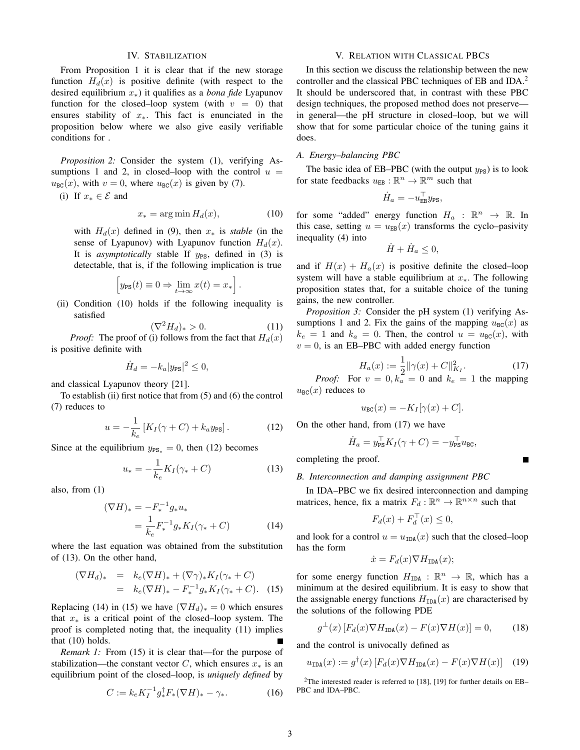## IV. Stabilization

From Proposition 1 it is clear that if the new storage function $H_d(x)$ is positive definite (with respect to the desired equilibrium $x_*$) it qualifies as a *bona fide* Lyapunov function for the closed–loop system (with $v = 0$) that ensures stability of $x_*$. This fact is enunciated in the proposition below where we also give easily verifiable conditions for .

*Proposition 2:* Consider the system (1), verifying Assumptions 1 and 2, in closed–loop with the control $u = u_{\mathtt{BC}}(x)$, with $v = 0$, where $u_{\mathtt{BC}}(x)$ is given by (7).

(i) If $x_* \in \mathcal{E}$ and

$$x_* = \arg\min H_d(x), \tag{10}$$

with $H_d(x)$ defined in (9), then $x_*$ is *stable* (in the sense of Lyapunov) with Lyapunov function $H_d(x)$. It is *asymptotically* stable If $y_{\mathtt{PS}}$, defined in (3) is detectable, that is, if the following implication is true

$$\left[ y_{\mathtt{PS}}(t) \equiv 0 \Rightarrow \lim_{t\to\infty} x(t) = x_* \right].$$

(ii) Condition (10) holds if the following inequality is satisfied

$$(\nabla^2 H_d)_* > 0. \tag{11}$$

*Proof:* The proof of (i) follows from the fact that $H_d(x)$ is positive definite with

$$\dot{H}_d = -k_a|y_{\mathtt{PS}}|^2 \leq 0,$$

and classical Lyapunov theory [21].

To establish (ii) first notice that from (5) and (6) the control (7) reduces to

$$u = -\frac{1}{k_e}\left[K_I(\gamma + C) + k_a y_{\mathtt{PS}}\right]. \tag{12}$$

Since at the equilibrium $y_{\mathtt{PS}_*} = 0$, then (12) becomes

$$u_* = -\frac{1}{k_e}K_I(\gamma_* + C) \tag{13}$$

also, from (1)

$$\begin{aligned} (\nabla H)_* &= -F_*^{-1} g_* u_* \\ &= \frac{1}{k_e} F_*^{-1} g_* K_I(\gamma_* + C) \end{aligned} \tag{14}$$

where the last equation was obtained from the substitution of (13). On the other hand,

$$\begin{aligned} (\nabla H_d)_* &= k_e(\nabla H)_* + (\nabla\gamma)_* K_I(\gamma_* + C) \\ &= k_e(\nabla H)_* - F_*^{-1} g_* K_I(\gamma_* + C). \end{aligned} \tag{15}$$

Replacing (14) in (15) we have $(\nabla H_d)_* = 0$ which ensures that $x_*$ is a critical point of the closed–loop system. The proof is completed noting that, the inequality (11) implies that (10) holds. ∎

*Remark 1:* From (15) it is clear that—for the purpose of stabilization—the constant vector $C$, which ensures $x_*$ is an equilibrium point of the closed–loop, is *uniquely defined* by

$$C := k_e K_I^{-1} g_*^{\dagger} F_*(\nabla H)_* - \gamma_*. \tag{16}$$

## V. Relation with Classical PBCs

In this section we discuss the relationship between the new controller and the classical PBC techniques of EB and IDA.[2] It should be underscored that, in contrast with these PBC design techniques, the proposed method does not preserve—in general—the pH structure in closed–loop, but we will show that for some particular choice of the tuning gains it does.

### A. Energy–balancing PBC

The basic idea of EB–PBC (with the output $y_{\mathtt{PS}}$) is to look for state feedbacks $u_{\mathtt{EB}} : \mathbb{R}^n \to \mathbb{R}^m$ such that

$$\dot{H}_a = -u_{\mathtt{EB}}^\top y_{\mathtt{PS}},$$

for some "added" energy function $H_a : \mathbb{R}^n \to \mathbb{R}$. In this case, setting $u = u_{\mathtt{EB}}(x)$ transforms the cyclo–pasivity inequality (4) into

$$\dot{H} + \dot{H}_a \leq 0,$$

and if $H(x) + H_a(x)$ is positive definite the closed–loop system will have a stable equilibrium at $x_*$. The following proposition states that, for a suitable choice of the tuning gains, the new controller.

*Proposition 3:* Consider the pH system (1) verifying Assumptions 1 and 2. Fix the gains of the mapping $u_{\mathtt{BC}}(x)$ as $k_e = 1$ and $k_a = 0$. Then, the control $u = u_{\mathtt{BC}}(x)$, with $v = 0$, is an EB–PBC with added energy function

$$H_a(x) := \frac{1}{2}\|\gamma(x) + C\|^2_{K_I}. \tag{17}$$

*Proof:* For $v = 0, k_a = 0$ and $k_e = 1$ the mapping $u_{\mathtt{BC}}(x)$ reduces to

$$u_{\mathtt{BC}}(x) = -K_I[\gamma(x) + C].$$

On the other hand, from (17) we have

$$\dot{H}_a = y_{\mathtt{PS}}^\top K_I(\gamma + C) = -y_{\mathtt{PS}}^\top u_{\mathtt{BC}},$$

completing the proof. ∎

### B. Interconnection and damping assignment PBC

In IDA–PBC we fix desired interconnection and damping matrices, hence, fix a matrix $F_d : \mathbb{R}^n \to \mathbb{R}^{n\times n}$ such that

$$F_d(x) + F_d^\top(x) \leq 0,$$

and look for a control $u = u_{\mathtt{IDA}}(x)$ such that the closed–loop has the form

$$\dot{x} = F_d(x)\nabla H_{\mathtt{IDA}}(x);$$

for some energy function $H_{\mathtt{IDA}} : \mathbb{R}^n \to \mathbb{R}$, which has a minimum at the desired equilibrium. It is easy to show that the assignable energy functions $H_{\mathtt{IDA}}(x)$ are characterised by the solutions of the following PDE

$$g^\perp(x)\left[F_d(x)\nabla H_{\mathtt{IDA}}(x) - F(x)\nabla H(x)\right] = 0, \tag{18}$$

and the control is univocally defined as

$$u_{\mathtt{IDA}}(x) := g^\dagger(x)\left[F_d(x)\nabla H_{\mathtt{IDA}}(x) - F(x)\nabla H(x)\right] \tag{19}$$

[2] The interested reader is referred to [18], [19] for further details on EB–PBC and IDA–PBC.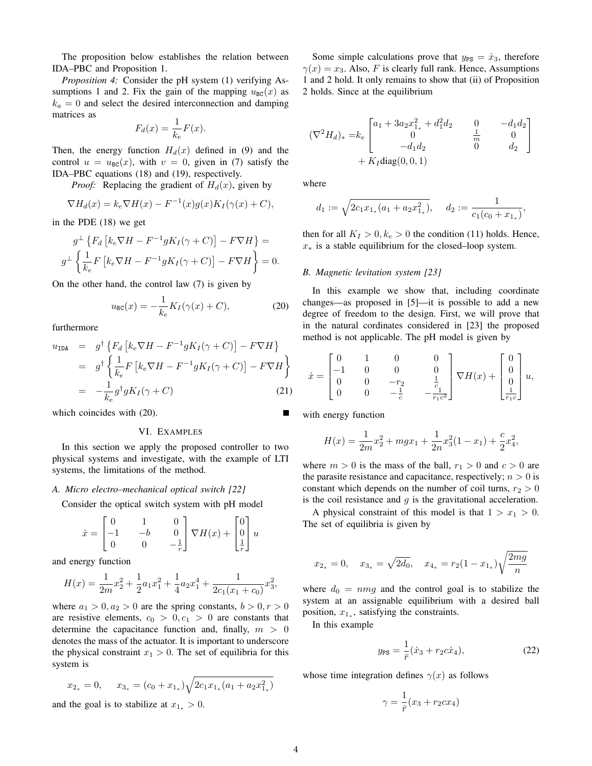The proposition below establishes the relation between IDA–PBC and Proposition 1.

*Proposition 4:* Consider the pH system (1) verifying Assumptions 1 and 2. Fix the gain of the mapping $u_{\mathtt{BC}}(x)$ as $k_a = 0$ and select the desired interconnection and damping matrices as

$$F_d(x) = \frac{1}{k_e} F(x).$$

Then, the energy function $H_d(x)$ defined in (9) and the control $u = u_{\mathtt{BC}}(x)$, with $v = 0$, given in (7) satisfy the IDA–PBC equations (18) and (19), respectively.

*Proof:* Replacing the gradient of $H_d(x)$, given by

$$\nabla H_d(x) = k_e \nabla H(x) - F^{-1}(x) g(x) K_I(\gamma(x) + C),$$

in the PDE (18) we get

$$g^{\perp}\left\{ F_d \left[ k_e \nabla H - F^{-1} g K_I(\gamma + C)\right] - F\nabla H \right\} =$$
$$g^{\perp}\left\{ \frac{1}{k_e} F \left[ k_e \nabla H - F^{-1} g K_I(\gamma + C)\right] - F\nabla H \right\} = 0.$$

On the other hand, the control law (7) is given by

$$u_{\mathtt{BC}}(x) = -\frac{1}{k_e} K_I(\gamma(x) + C), \tag{20}$$

furthermore

$$\begin{aligned} u_{\mathtt{IDA}} &= g^{\dagger}\left\{ F_d \left[ k_e \nabla H - F^{-1} g K_I(\gamma + C)\right] - F\nabla H \right\} \\ &= g^{\dagger}\left\{ \frac{1}{k_e} F \left[ k_e \nabla H - F^{-1} g K_I(\gamma + C)\right] - F\nabla H \right\} \\ &= -\frac{1}{k_e} g^{\dagger} g K_I(\gamma + C) \end{aligned} \tag{21}$$

which coincides with (20). ∎

## VI. Examples

In this section we apply the proposed controller to two physical systems and investigate, with the example of LTI systems, the limitations of the method.

### A. Micro electro–mechanical optical switch [22]

Consider the optical switch system with pH model

$$\dot{x} = \begin{bmatrix} 0 & 1 & 0 \\ -1 & -b & 0 \\ 0 & 0 & -\frac{1}{r} \end{bmatrix} \nabla H(x) + \begin{bmatrix} 0 \\ 0 \\ \frac{1}{r} \end{bmatrix} u$$

and energy function

$$H(x) = \frac{1}{2m}x_2^2 + \frac{1}{2}a_1 x_1^2 + \frac{1}{4}a_2 x_1^4 + \frac{1}{2c_1(x_1 + c_0)} x_3^2,$$

where $a_1 > 0, a_2 > 0$ are the spring constants, $b > 0, r > 0$ are resistive elements, $c_0 > 0, c_1 > 0$ are constants that determine the capacitance function and, finally, $m > 0$ denotes the mass of the actuator. It is important to underscore the physical constraint $x_1 > 0$. The set of equilibria for this system is

$$x_{2_*} = 0, \quad x_{3_*} = (c_0 + x_{1_*})\sqrt{2c_1 x_{1_*}(a_1 + a_2 x_{1_*}^2)}$$

and the goal is to stabilize at $x_{1_*} > 0$.

Some simple calculations prove that $y_{\mathtt{PS}} = \dot{x}_3$, therefore $\gamma(x) = x_3$. Also, $F$ is clearly full rank. Hence, Assumptions 1 and 2 hold. It only remains to show that (ii) of Proposition 2 holds. Since at the equilibrium

$$\begin{aligned} (\nabla^2 H_d)_* =& k_e \begin{bmatrix} a_1 + 3a_2 x_{1_*}^2 + d_1^2 d_2 & 0 & -d_1 d_2 \\ 0 & \frac{1}{m} & 0 \\ -d_1 d_2 & 0 & d_2 \end{bmatrix} \\ &+ K_I \mathrm{diag}(0, 0, 1) \end{aligned}$$

where

$$d_1 := \sqrt{2c_1 x_{1_*}(a_1 + a_2 x_{1_*}^2)}, \quad d_2 := \frac{1}{c_1(c_0 + x_{1_*})},$$

then for all $K_I > 0, k_e > 0$ the condition (11) holds. Hence, $x_*$ is a stable equilibrium for the closed–loop system.

### B. Magnetic levitation system [23]

In this example we show that, including coordinate changes—as proposed in [5]—it is possible to add a new degree of freedom to the design. First, we will prove that in the natural cordinates considered in [23] the proposed method is not applicable. The pH model is given by

$$\dot{x} = \begin{bmatrix} 0 & 1 & 0 & 0 \\ -1 & 0 & 0 & 0 \\ 0 & 0 & -r_2 & \frac{1}{c} \\ 0 & 0 & -\frac{1}{c} & -\frac{1}{r_1 c^2} \end{bmatrix} \nabla H(x) + \begin{bmatrix} 0 \\ 0 \\ 0 \\ \frac{1}{r_1 c} \end{bmatrix} u,$$

with energy function

$$H(x) = \frac{1}{2m}x_2^2 + mgx_1 + \frac{1}{2n}x_3^2(1 - x_1) + \frac{c}{2}x_4^2,$$

where $m > 0$ is the mass of the ball, $r_1 > 0$ and $c > 0$ are the parasite resistance and capacitance, respectively; $n > 0$ is constant which depends on the number of coil turns, $r_2 > 0$ is the coil resistance and $g$ is the gravitational acceleration.

A physical constraint of this model is that $1 > x_1 > 0$. The set of equilibria is given by

$$x_{2_*} = 0, \quad x_{3_*} = \sqrt{2d_0}, \quad x_{4_*} = r_2(1 - x_{1_*})\sqrt{\frac{2mg}{n}}$$

where $d_0 = nmg$ and the control goal is to stabilize the system at an assignable equilibrium with a desired ball position, $x_{1_*}$, satisfying the constraints.

In this example

$$y_{\mathtt{PS}} = \frac{1}{\bar{r}}(\dot{x}_3 + r_2 c \dot{x}_4), \tag{22}$$

whose time integration defines $\gamma(x)$ as follows

$$\gamma = \frac{1}{\bar{r}}(x_3 + r_2 c x_4)$$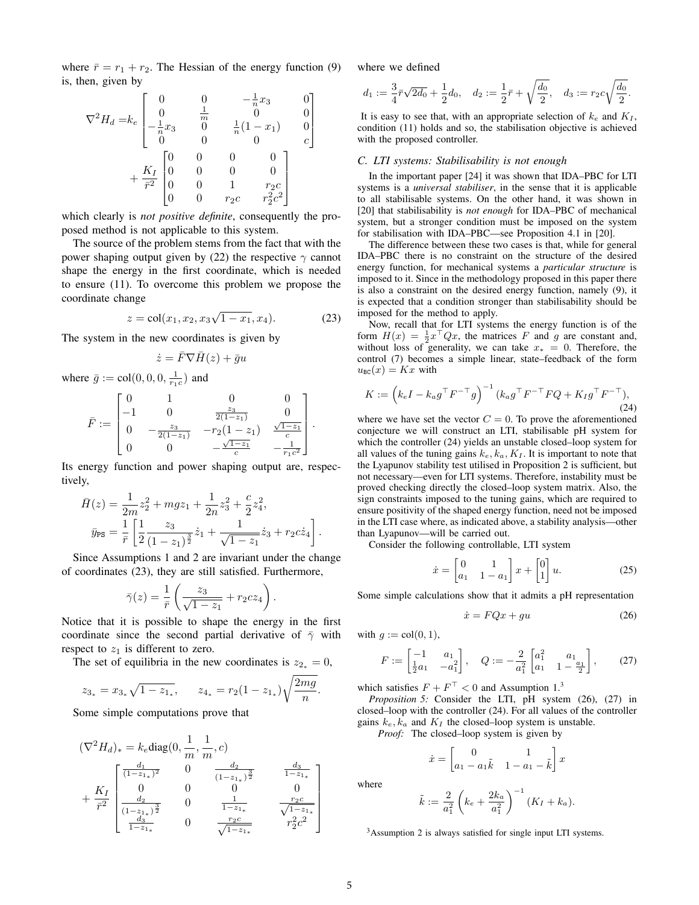where $\bar{r} = r_1 + r_2$. The Hessian of the energy function (9) is, then, given by

$$
\nabla^2 H_d = k_e \begin{bmatrix} 0 & 0 & -\frac{1}{n}x_3 & 0 \\ 0 & \frac{1}{m} & 0 & 0 \\ -\frac{1}{n}x_3 & 0 & \frac{1}{n}(1-x_1) & 0 \\ 0 & 0 & 0 & c \end{bmatrix} + \frac{K_I}{\bar{r}^2} \begin{bmatrix} 0 & 0 & 0 & 0 \\ 0 & 0 & 0 & 0 \\ 0 & 0 & 1 & r_2 c \\ 0 & 0 & r_2 c & r_2^2 c^2 \end{bmatrix}
$$

which clearly is *not positive definite*, consequently the proposed method is not applicable to this system.

The source of the problem stems from the fact that with the power shaping output given by (22) the respective $\gamma$ cannot shape the energy in the first coordinate, which is needed to ensure (11). To overcome this problem we propose the coordinate change

$$
z = \mathrm{col}(x_1, x_2, x_3\sqrt{1-x_1}, x_4). \tag{23}
$$

The system in the new coordinates is given by

$$
\dot{z} = \bar{F}\nabla\bar{H}(z) + \bar{g}u
$$

where $\bar{g} := \mathrm{col}(0,0,0,\frac{1}{r_1 c})$ and

$$
\bar{F} := \begin{bmatrix} 0 & 1 & 0 & 0 \\ -1 & 0 & \frac{z_3}{2(1-z_1)} & 0 \\ 0 & -\frac{z_3}{2(1-z_1)} & -r_2(1-z_1) & \frac{\sqrt{1-z_1}}{c} \\ 0 & 0 & -\frac{\sqrt{1-z_1}}{c} & -\frac{1}{r_1 c^2} \end{bmatrix}.
$$

Its energy function and power shaping output are, respectively,

$$
\begin{aligned}
\bar{H}(z) &= \frac{1}{2m}z_2^2 + mgz_1 + \frac{1}{2n}z_3^2 + \frac{c}{2}z_4^2, \\
\bar{y}_{\mathtt{PS}} &= \frac{1}{\bar{r}}\left[\frac{1}{2}\frac{z_3}{(1-z_1)^{\frac{3}{2}}}\dot{z}_1 + \frac{1}{\sqrt{1-z_1}}\dot{z}_3 + r_2 c\dot{z}_4\right].
\end{aligned}
$$

Since Assumptions 1 and 2 are invariant under the change of coordinates (23), they are still satisfied. Furthermore,

$$
\bar{\gamma}(z) = \frac{1}{\bar{r}}\left(\frac{z_3}{\sqrt{1-z_1}} + r_2 c z_4\right).
$$

Notice that it is possible to shape the energy in the first coordinate since the second partial derivative of $\bar{\gamma}$ with respect to $z_1$ is different to zero.

The set of equilibria in the new coordinates is $z_{2_*} = 0$,

$$
z_{3_*} = x_{3_*}\sqrt{1-z_{1_*}}, \qquad z_{4_*} = r_2(1-z_{1_*})\sqrt{\frac{2mg}{n}}.
$$

Some simple computations prove that

$$
\begin{aligned}
(\nabla^2 H_d)_* &= k_e \mathrm{diag}(0, \frac{1}{m}, \frac{1}{m}, c) \\
&+ \frac{K_I}{\bar{r}^2}\begin{bmatrix} \frac{d_1}{(1-z_{1_*})^2} & 0 & \frac{d_2}{(1-z_{1_*})^{\frac{3}{2}}} & \frac{d_3}{1-z_{1_*}} \\ 0 & 0 & 0 & 0 \\ \frac{d_2}{(1-z_{1_*})^{\frac{3}{2}}} & 0 & \frac{1}{1-z_{1_*}} & \frac{r_2 c}{\sqrt{1-z_{1_*}}} \\ \frac{d_3}{1-z_{1_*}} & 0 & \frac{r_2 c}{\sqrt{1-z_{1_*}}} & r_2^2 c^2 \end{bmatrix}
\end{aligned}
$$

where we defined

$$
d_1 := \frac{3}{4}\bar{r}\sqrt{2d_0} + \frac{1}{2}d_0, \quad d_2 := \frac{1}{2}\bar{r} + \sqrt{\frac{d_0}{2}}, \quad d_3 := r_2 c\sqrt{\frac{d_0}{2}}.
$$

It is easy to see that, with an appropriate selection of $k_e$ and $K_I$, condition (11) holds and so, the stabilisation objective is achieved with the proposed controller.

### C. LTI systems: Stabilisability is not enough

In the important paper [24] it was shown that IDA–PBC for LTI systems is a *universal stabiliser*, in the sense that it is applicable to all stabilisable systems. On the other hand, it was shown in [20] that stabilisability is *not enough* for IDA–PBC of mechanical system, but a stronger condition must be imposed on the system for stabilisation with IDA–PBC—see Proposition 4.1 in [20].

The difference between these two cases is that, while for general IDA–PBC there is no constraint on the structure of the desired energy function, for mechanical systems a *particular structure* is imposed to it. Since in the methodology proposed in this paper there is also a constraint on the desired energy function, namely (9), it is expected that a condition stronger than stabilisability should be imposed for the method to apply.

Now, recall that for LTI systems the energy function is of the form $H(x) = \frac{1}{2}x^\top Qx$, the matrices $F$ and $g$ are constant and, without loss of generality, we can take $x_* = 0$. Therefore, the control (7) becomes a simple linear, state–feedback of the form $u_{\mathtt{BC}}(x) = Kx$ with

$$
K := \left(k_e I - k_a g^\top F^{-\top} g\right)^{-1}(k_a g^\top F^{-\top} FQ + K_I g^\top F^{-\top}), \tag{24}
$$

where we have set the vector $C = 0$. To prove the aforementioned conjecture we will construct an LTI, stabilisable pH system for which the controller (24) yields an unstable closed–loop system for all values of the tuning gains $k_e, k_a, K_I$. It is important to note that the Lyapunov stability test utilised in Proposition 2 is sufficient, but not necessary—even for LTI systems. Therefore, instability must be proved checking directly the closed–loop system matrix. Also, the sign constraints imposed to the tuning gains, which are required to ensure positivity of the shaped energy function, need not be imposed in the LTI case where, as indicated above, a stability analysis—other than Lyapunov—will be carried out.

Consider the following controllable, LTI system

$$
\dot{x} = \begin{bmatrix} 0 & 1 \\ a_1 & 1-a_1 \end{bmatrix}x + \begin{bmatrix} 0 \\ 1 \end{bmatrix}u. \tag{25}
$$

Some simple calculations show that it admits a pH representation

$$
\dot{x} = FQx + gu \tag{26}
$$

with $g := \mathrm{col}(0,1)$,

$$
F := \begin{bmatrix} -1 & a_1 \\ \frac{1}{2}a_1 & -a_1^2 \end{bmatrix}, \quad Q := -\frac{2}{a_1^2}\begin{bmatrix} a_1^2 & a_1 \\ a_1 & 1-\frac{a_1}{2} \end{bmatrix}, \tag{27}
$$

which satisfies $F + F^\top < 0$ and Assumption 1.[3]

*Proposition 5:* Consider the LTI, pH system (26), (27) in closed–loop with the controller (24). For all values of the controller gains $k_e, k_a$ and $K_I$ the closed–loop system is unstable.

*Proof:* The closed–loop system is given by

$$
\dot{x} = \begin{bmatrix} 0 & 1 \\ a_1 - a_1\tilde{k} & 1-a_1-\tilde{k} \end{bmatrix}x
$$

where

$$
\tilde{k} := \frac{2}{a_1^2}\left(k_e + \frac{2k_a}{a_1^2}\right)^{-1}(K_I + k_a).
$$

[3] Assumption 2 is always satisfied for single input LTI systems.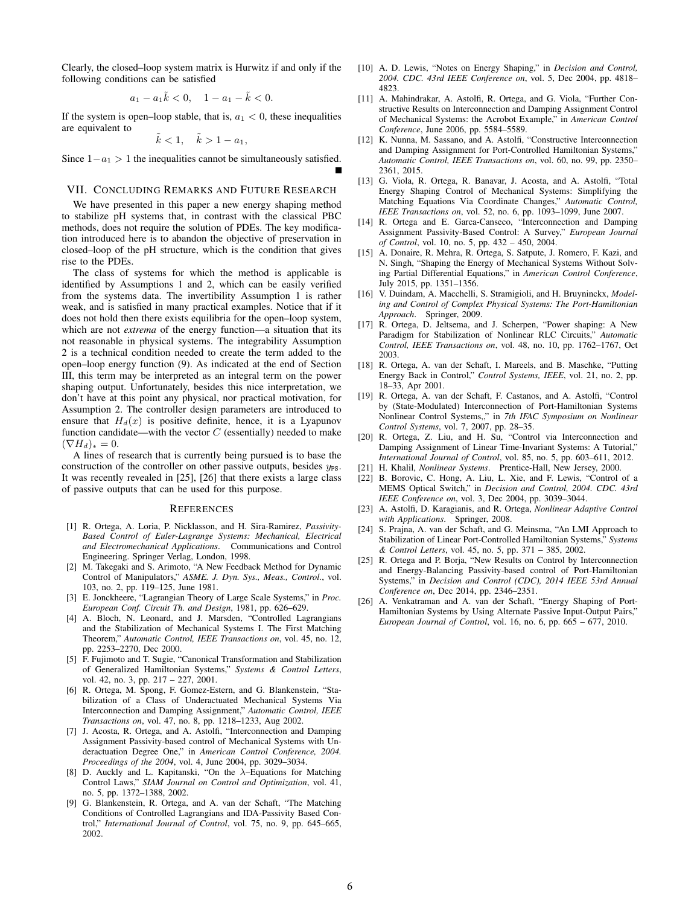Clearly, the closed–loop system matrix is Hurwitz if and only if the following conditions can be satisfied

$$a_1 - a_1\tilde{k} < 0, \quad 1 - a_1 - \tilde{k} < 0.$$

If the system is open–loop stable, that is, $a_1 < 0$, these inequalities are equivalent to

$$\tilde{k} < 1, \quad \tilde{k} > 1 - a_1,$$

Since $1 - a_1 > 1$ the inequalities cannot be simultaneously satisfied. ∎

## VII. Concluding Remarks and Future Research

We have presented in this paper a new energy shaping method to stabilize pH systems that, in contrast with the classical PBC methods, does not require the solution of PDEs. The key modification introduced here is to abandon the objective of preservation in closed–loop of the pH structure, which is the condition that gives rise to the PDEs.

The class of systems for which the method is applicable is identified by Assumptions 1 and 2, which can be easily verified from the systems data. The invertibility Assumption 1 is rather weak, and is satisfied in many practical examples. Notice that if it does not hold then there exists equilibria for the open–loop system, which are not *extrema* of the energy function—a situation that its not reasonable in physical systems. The integrability Assumption 2 is a technical condition needed to create the term added to the open–loop energy function (9). As indicated at the end of Section III, this term may be interpreted as an integral term on the power shaping output. Unfortunately, besides this nice interpretation, we don't have at this point any physical, nor practical motivation, for Assumption 2. The controller design parameters are introduced to ensure that $H_d(x)$ is positive definite, hence, it is a Lyapunov function candidate—with the vector $C$ (essentially) needed to make $(\nabla H_d)_* = 0$.

A lines of research that is currently being pursued is to base the construction of the controller on other passive outputs, besides $y_{\mathrm{PS}}$. It was recently revealed in [25], [26] that there exists a large class of passive outputs that can be used for this purpose.

## References

[1] R. Ortega, A. Loria, P. Nicklasson, and H. Sira-Ramirez, *Passivity-Based Control of Euler-Lagrange Systems: Mechanical, Electrical and Electromechanical Applications*. Communications and Control Engineering. Springer Verlag, London, 1998.

[2] M. Takegaki and S. Arimoto, "A New Feedback Method for Dynamic Control of Manipulators," *ASME. J. Dyn. Sys., Meas., Control.*, vol. 103, no. 2, pp. 119–125, June 1981.

[3] E. Jonckheere, "Lagrangian Theory of Large Scale Systems," in *Proc. European Conf. Circuit Th. and Design*, 1981, pp. 626–629.

[4] A. Bloch, N. Leonard, and J. Marsden, "Controlled Lagrangians and the Stabilization of Mechanical Systems I. The First Matching Theorem," *Automatic Control, IEEE Transactions on*, vol. 45, no. 12, pp. 2253–2270, Dec 2000.

[5] F. Fujimoto and T. Sugie, "Canonical Transformation and Stabilization of Generalized Hamiltonian Systems," *Systems & Control Letters*, vol. 42, no. 3, pp. 217 – 227, 2001.

[6] R. Ortega, M. Spong, F. Gomez-Estern, and G. Blankenstein, "Stabilization of a Class of Underactuated Mechanical Systems Via Interconnection and Damping Assignment," *Automatic Control, IEEE Transactions on*, vol. 47, no. 8, pp. 1218–1233, Aug 2002.

[7] J. Acosta, R. Ortega, and A. Astolfi, "Interconnection and Damping Assignment Passivity-based control of Mechanical Systems with Underactuation Degree One," in *American Control Conference, 2004. Proceedings of the 2004*, vol. 4, June 2004, pp. 3029–3034.

[8] D. Auckly and L. Kapitanski, "On the $\lambda$–Equations for Matching Control Laws," *SIAM Journal on Control and Optimization*, vol. 41, no. 5, pp. 1372–1388, 2002.

[9] G. Blankenstein, R. Ortega, and A. van der Schaft, "The Matching Conditions of Controlled Lagrangians and IDA-Passivity Based Control," *International Journal of Control*, vol. 75, no. 9, pp. 645–665, 2002.

[10] A. D. Lewis, "Notes on Energy Shaping," in *Decision and Control, 2004. CDC. 43rd IEEE Conference on*, vol. 5, Dec 2004, pp. 4818–4823.

[11] A. Mahindrakar, A. Astolfi, R. Ortega, and G. Viola, "Further Constructive Results on Interconnection and Damping Assignment Control of Mechanical Systems: the Acrobot Example," in *American Control Conference*, June 2006, pp. 5584–5589.

[12] K. Nunna, M. Sassano, and A. Astolfi, "Constructive Interconnection and Damping Assignment for Port-Controlled Hamiltonian Systems," *Automatic Control, IEEE Transactions on*, vol. 60, no. 99, pp. 2350–2361, 2015.

[13] G. Viola, R. Ortega, R. Banavar, J. Acosta, and A. Astolfi, "Total Energy Shaping Control of Mechanical Systems: Simplifying the Matching Equations Via Coordinate Changes," *Automatic Control, IEEE Transactions on*, vol. 52, no. 6, pp. 1093–1099, June 2007.

[14] R. Ortega and E. Garca-Canseco, "Interconnection and Damping Assignment Passivity-Based Control: A Survey," *European Journal of Control*, vol. 10, no. 5, pp. 432 – 450, 2004.

[15] A. Donaire, R. Mehra, R. Ortega, S. Satpute, J. Romero, F. Kazi, and N. Singh, "Shaping the Energy of Mechanical Systems Without Solving Partial Differential Equations," in *American Control Conference*, July 2015, pp. 1351–1356.

[16] V. Duindam, A. Macchelli, S. Stramigioli, and H. Bruyninckx, *Modeling and Control of Complex Physical Systems: The Port-Hamiltonian Approach*. Springer, 2009.

[17] R. Ortega, D. Jeltsema, and J. Scherpen, "Power shaping: A New Paradigm for Stabilization of Nonlinear RLC Circuits," *Automatic Control, IEEE Transactions on*, vol. 48, no. 10, pp. 1762–1767, Oct 2003.

[18] R. Ortega, A. van der Schaft, I. Mareels, and B. Maschke, "Putting Energy Back in Control," *Control Systems, IEEE*, vol. 21, no. 2, pp. 18–33, Apr 2001.

[19] R. Ortega, A. van der Schaft, F. Castanos, and A. Astolfi, "Control by (State-Modulated) Interconnection of Port-Hamiltonian Systems Nonlinear Control Systems,," in *7th IFAC Symposium on Nonlinear Control Systems*, vol. 7, 2007, pp. 28–35.

[20] R. Ortega, Z. Liu, and H. Su, "Control via Interconnection and Damping Assignment of Linear Time-Invariant Systems: A Tutorial," *International Journal of Control*, vol. 85, no. 5, pp. 603–611, 2012.

[21] H. Khalil, *Nonlinear Systems*. Prentice-Hall, New Jersey, 2000.

[22] B. Borovic, C. Hong, A. Liu, L. Xie, and F. Lewis, "Control of a MEMS Optical Switch," in *Decision and Control, 2004. CDC. 43rd IEEE Conference on*, vol. 3, Dec 2004, pp. 3039–3044.

[23] A. Astolfi, D. Karagianis, and R. Ortega, *Nonlinear Adaptive Control with Applications*. Springer, 2008.

[24] S. Prajna, A. van der Schaft, and G. Meinsma, "An LMI Approach to Stabilization of Linear Port-Controlled Hamiltonian Systems," *Systems & Control Letters*, vol. 45, no. 5, pp. 371 – 385, 2002.

[25] R. Ortega and P. Borja, "New Results on Control by Interconnection and Energy-Balancing Passivity-based control of Port-Hamiltonian Systems," in *Decision and Control (CDC), 2014 IEEE 53rd Annual Conference on*, Dec 2014, pp. 2346–2351.

[26] A. Venkatraman and A. van der Schaft, "Energy Shaping of Port-Hamiltonian Systems by Using Alternate Passive Input-Output Pairs," *European Journal of Control*, vol. 16, no. 6, pp. 665 – 677, 2010.